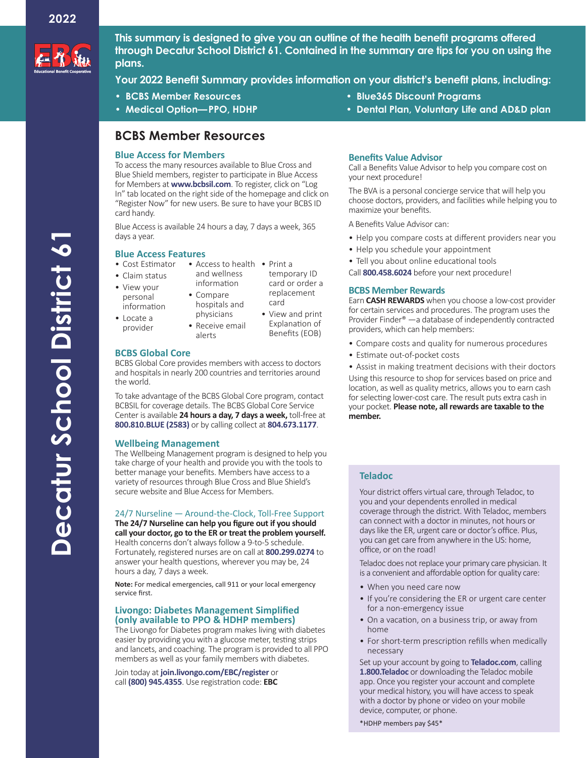2022

# Decatur School District 61

**This summary is designed to give you an outline of the health benefit programs offered through Decatur School District 61. Contained in the summary are tips for you on using the plans.**

**Your 2022 Benefit Summary provides information on your district's benefit plans, including:**

- **BCBS Member Resources**
- **Medical Option—PPO, HDHP**
- **Blue365 Discount Programs**
- **Dental Plan, Voluntary Life and AD&D plan**

## BCBS Member Resources

### Blue Access for Members

To access the many resources available to Blue Cross and Blue Shield members, register to participate in Blue Access for Members at **www.bcbsil.com**. To register, click on "Log In" tab located on the right side of the homepage and click on "Register Now" for new users. Be sure to have your BCBS ID card handy.

Blue Access is available 24 hours a day, 7 days a week, 365 days a year.

### Blue Access Features

- Cost Estimator
- Claim status
- View your personal information
- Locate a provider
- Access to health and wellness information
- Compare hospitals and physicians
- Receive email alerts
- Print a temporary ID card or order a replacement card
- View and print Explanation of Benefits (EOB)

### BCBS Global Core

BCBS Global Core provides members with access to doctors and hospitals in nearly 200 countries and territories around the world.

To take advantage of the BCBS Global Core program, contact BCBSIL for coverage details. The BCBS Global Core Service Center is available **24 hours a day, 7 days a week,** toll-free at **800.810.BLUE (2583)** or by calling collect at **804.673.1177**.

### Wellbeing Management

The Wellbeing Management program is designed to help you take charge of your health and provide you with the tools to better manage your benefits. Members have access to a variety of resources through Blue Cross and Blue Shield's secure website and Blue Access for Members.

#### 24/7 Nurseline — Around-the-Clock, Toll-Free Support

**The 24/7 Nurseline can help you figure out if you should call your doctor, go to the ER or treat the problem yourself.** Health concerns don't always follow a 9-to-5 schedule. Fortunately, registered nurses are on call at **800.299.0274** to answer your health questions, wherever you may be, 24 hours a day, 7 days a week.

**Note:** For medical emergencies, call 911 or your local emergency service first.

### Livongo: Diabetes Management Simplified (only available to PPO & HDHP members)

The Livongo for Diabetes program makes living with diabetes easier by providing you with a glucose meter, testing strips and lancets, and coaching. The program is provided to all PPO members as well as your family members with diabetes.

Join today at **join.livongo.com/EBC/register** or call **(800) 945.4355**. Use registration code: **EBC**

### Benefits Value Advisor

Call a Benefits Value Advisor to help you compare cost on your next procedure!

The BVA is a personal concierge service that will help you choose doctors, providers, and facilities while helping you to maximize your benefits.

A Benefits Value Advisor can:

- Help you compare costs at different providers near you
- Help you schedule your appointment
- Tell you about online educational tools

Call **800.458.6024** before your next procedure!

### BCBS Member Rewards

Earn **CASH REWARDS** when you choose a low-cost provider for certain services and procedures. The program uses the Provider Finder® —a database of independently contracted providers, which can help members:

- Compare costs and quality for numerous procedures
- Estimate out-of-pocket costs
- Assist in making treatment decisions with their doctors

Using this resource to shop for services based on price and location, as well as quality metrics, allows you to earn cash for selecting lower-cost care. The result puts extra cash in your pocket. **Please note, all rewards are taxable to the member.**

### Teladoc

Your district offers virtual care, through Teladoc, to you and your dependents enrolled in medical coverage through the district. With Teladoc, members can connect with a doctor in minutes, not hours or days like the ER, urgent care or doctor's office. Plus, you can get care from anywhere in the US: home, office, or on the road!

Teladoc does not replace your primary care physician. It is a convenient and affordable option for quality care:

- When you need care now
- If you're considering the ER or urgent care center for a non-emergency issue
- On a vacation, on a business trip, or away from home
- For short-term prescription refills when medically necessary

Set up your account by going to **Teladoc.com**, calling **1.800.Teladoc** or downloading the Teladoc mobile app. Once you register your account and complete your medical history, you will have access to speak with a doctor by phone or video on your mobile device, computer, or phone.

*HDHP members pay $45*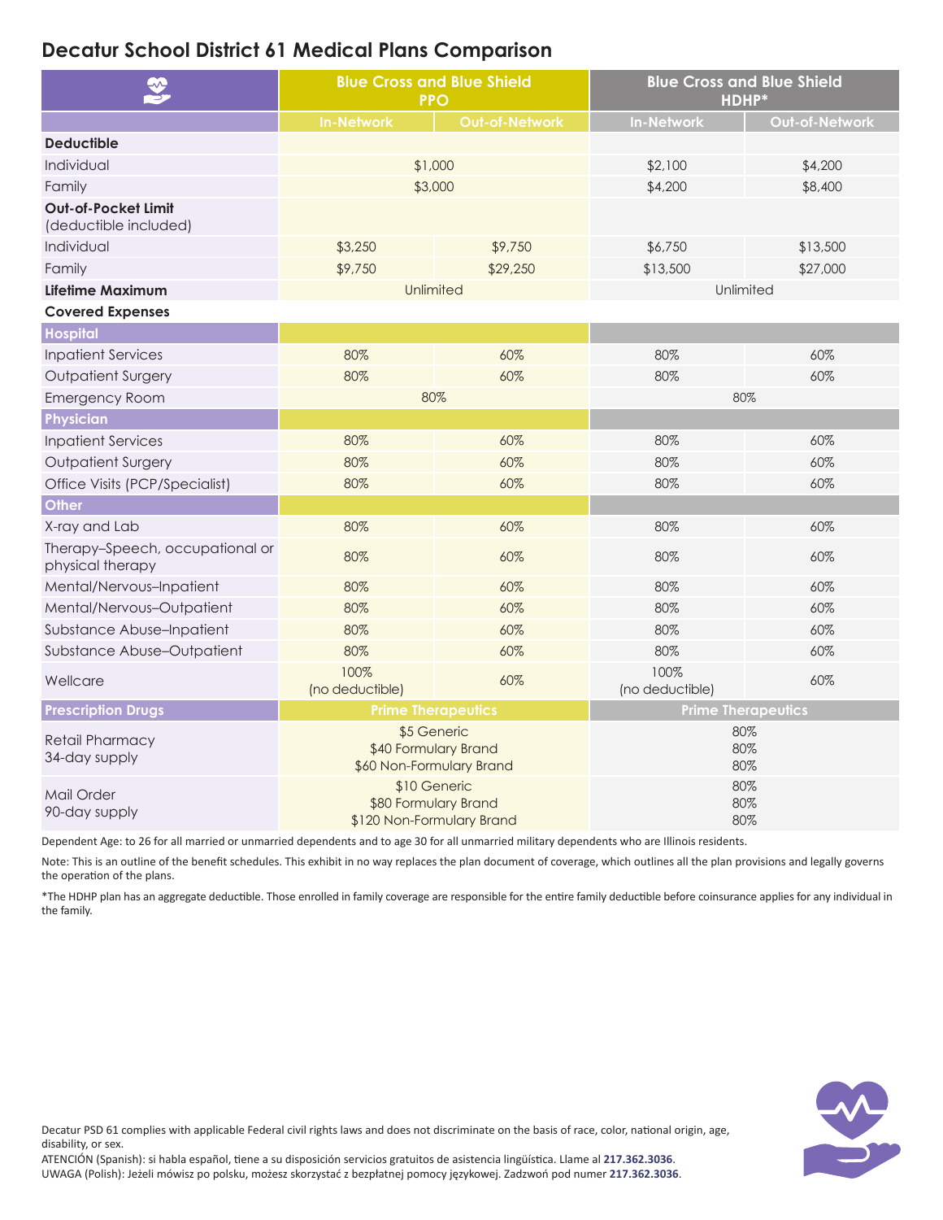# Decatur School District 61 Medical Plans Comparison

| | Blue Cross and Blue Shield PPO | | Blue Cross and Blue Shield HDHP* | |
|---|---|---|---|---|
| | In-Network | Out-of-Network | In-Network | Out-of-Network |
| **Deductible** | | | | |
| Individual | $1,000 | | $2,100 | $4,200 |
| Family | $3,000 | | $4,200 | $8,400 |
| **Out-of-Pocket Limit** (deductible included) | | | | |
| Individual | $3,250 | $9,750 | $6,750 | $13,500 |
| Family | $9,750 | $29,250 | $13,500 | $27,000 |
| **Lifetime Maximum** | Unlimited | | Unlimited | |
| **Covered Expenses** | | | | |
| **Hospital** | | | | |
| Inpatient Services | 80% | 60% | 80% | 60% |
| Outpatient Surgery | 80% | 60% | 80% | 60% |
| Emergency Room | 80% | | 80% | |
| **Physician** | | | | |
| Inpatient Services | 80% | 60% | 80% | 60% |
| Outpatient Surgery | 80% | 60% | 80% | 60% |
| Office Visits (PCP/Specialist) | 80% | 60% | 80% | 60% |
| **Other** | | | | |
| X-ray and Lab | 80% | 60% | 80% | 60% |
| Therapy–Speech, occupational or physical therapy | 80% | 60% | 80% | 60% |
| Mental/Nervous–Inpatient | 80% | 60% | 80% | 60% |
| Mental/Nervous–Outpatient | 80% | 60% | 80% | 60% |
| Substance Abuse–Inpatient | 80% | 60% | 80% | 60% |
| Substance Abuse–Outpatient | 80% | 60% | 80% | 60% |
| Wellcare | 100% (no deductible) | 60% | 100% (no deductible) | 60% |
| **Prescription Drugs** | Prime Therapeutics | | Prime Therapeutics | |
| Retail Pharmacy 34-day supply | $5 Generic<br>$40 Formulary Brand<br>$60 Non-Formulary Brand | | 80%<br>80%<br>80% | |
| Mail Order 90-day supply | $10 Generic<br>$80 Formulary Brand<br>$120 Non-Formulary Brand | | 80%<br>80%<br>80% | |

Dependent Age: to 26 for all married or unmarried dependents and to age 30 for all unmarried military dependents who are Illinois residents.

Note: This is an outline of the benefit schedules. This exhibit in no way replaces the plan document of coverage, which outlines all the plan provisions and legally governs the operation of the plans.

*The HDHP plan has an aggregate deductible. Those enrolled in family coverage are responsible for the entire family deductible before coinsurance applies for any individual in the family.

Decatur PSD 61 complies with applicable Federal civil rights laws and does not discriminate on the basis of race, color, national origin, age, disability, or sex.

ATENCIÓN (Spanish): si habla español, tiene a su disposición servicios gratuitos de asistencia lingüística. Llame al **217.362.3036**.

UWAGA (Polish): Jeżeli mówisz po polsku, możesz skorzystać z bezpłatnej pomocy językowej. Zadzwoń pod numer **217.362.3036**.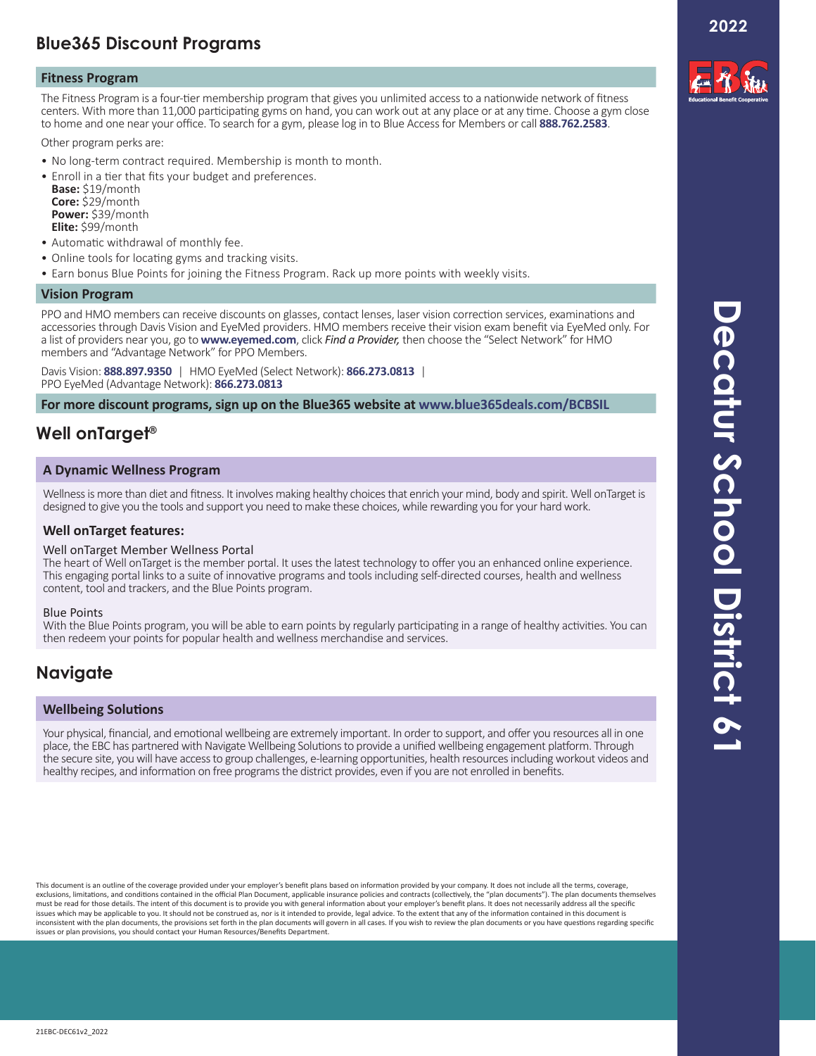## Blue365 Discount Programs

### Fitness Program

The Fitness Program is a four-tier membership program that gives you unlimited access to a nationwide network of fitness centers. With more than 11,000 participating gyms on hand, you can work out at any place or at any time. Choose a gym close to home and one near your office. To search for a gym, please log in to Blue Access for Members or call **888.762.2583**.

Other program perks are:

- No long-term contract required. Membership is month to month.
- Enroll in a tier that fits your budget and preferences.
  **Base:** $19/month
  **Core:** $29/month
  **Power:** $39/month
  **Elite:** $99/month
- Automatic withdrawal of monthly fee.
- Online tools for locating gyms and tracking visits.
- Earn bonus Blue Points for joining the Fitness Program. Rack up more points with weekly visits.

### Vision Program

PPO and HMO members can receive discounts on glasses, contact lenses, laser vision correction services, examinations and accessories through Davis Vision and EyeMed providers. HMO members receive their vision exam benefit via EyeMed only. For a list of providers near you, go to **www.eyemed.com**, click *Find a Provider,* then choose the "Select Network" for HMO members and "Advantage Network" for PPO Members.

Davis Vision: **888.897.9350** | HMO EyeMed (Select Network): **866.273.0813** | PPO EyeMed (Advantage Network): **866.273.0813**

**For more discount programs, sign up on the Blue365 website at www.blue365deals.com/BCBSIL**

## Well onTarget®

### A Dynamic Wellness Program

Wellness is more than diet and fitness. It involves making healthy choices that enrich your mind, body and spirit. Well onTarget is designed to give you the tools and support you need to make these choices, while rewarding you for your hard work.

### Well onTarget features:

Well onTarget Member Wellness Portal
The heart of Well onTarget is the member portal. It uses the latest technology to offer you an enhanced online experience. This engaging portal links to a suite of innovative programs and tools including self-directed courses, health and wellness content, tool and trackers, and the Blue Points program.

Blue Points
With the Blue Points program, you will be able to earn points by regularly participating in a range of healthy activities. You can then redeem your points for popular health and wellness merchandise and services.

## Navigate

### Wellbeing Solutions

Your physical, financial, and emotional wellbeing are extremely important. In order to support, and offer you resources all in one place, the EBC has partnered with Navigate Wellbeing Solutions to provide a unified wellbeing engagement platform. Through the secure site, you will have access to group challenges, e-learning opportunities, health resources including workout videos and healthy recipes, and information on free programs the district provides, even if you are not enrolled in benefits.

This document is an outline of the coverage provided under your employer's benefit plans based on information provided by your company. It does not include all the terms, coverage, exclusions, limitations, and conditions contained in the official Plan Document, applicable insurance policies and contracts (collectively, the "plan documents"). The plan documents themselves must be read for those details. The intent of this document is to provide you with general information about your employer's benefit plans. It does not necessarily address all the specific issues which may be applicable to you. It should not be construed as, nor is it intended to provide, legal advice. To the extent that any of the information contained in this document is inconsistent with the plan documents, the provisions set forth in the plan documents will govern in all cases. If you wish to review the plan documents or you have questions regarding specific issues or plan provisions, you should contact your Human Resources/Benefits Department.

21EBC-DEC61v2_2022